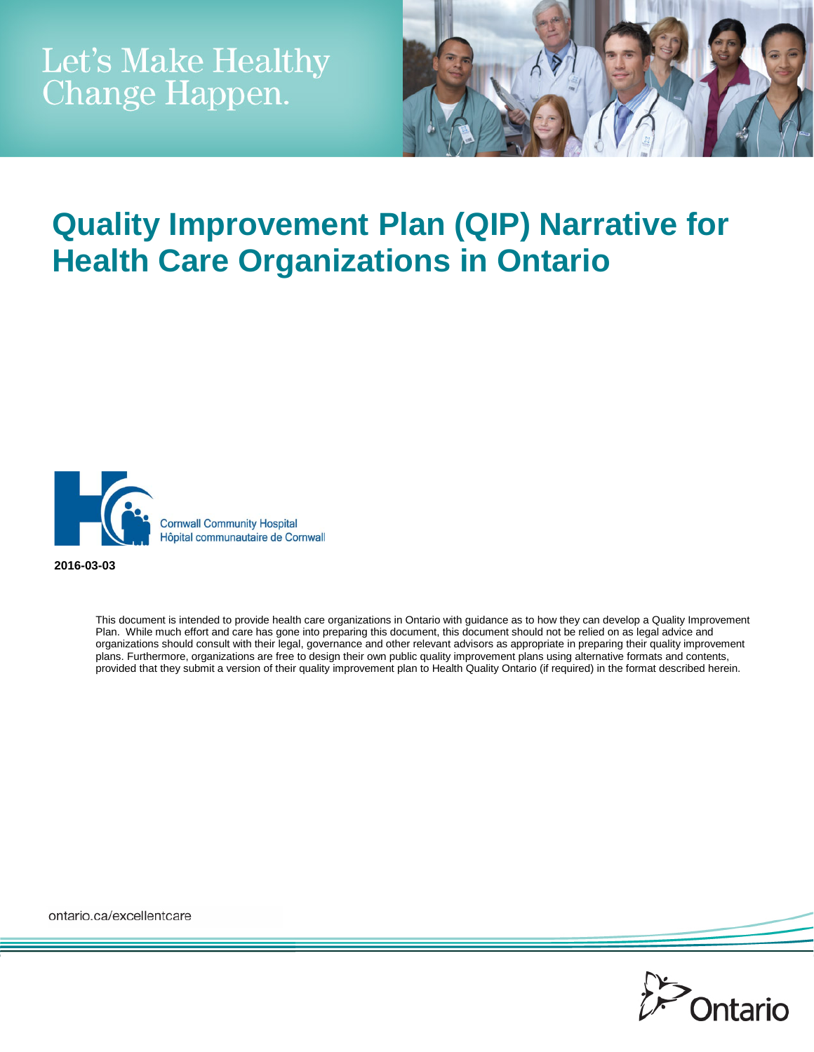Let's Make Healthy Change Happen.

# Quality Improvement Plan (QIP) Narrative for Health Care Organizations in Ontario

Cornwall Community Hospital
Hôpital communautaire de Cornwall

**2016-03-03**

This document is intended to provide health care organizations in Ontario with guidance as to how they can develop a Quality Improvement Plan. While much effort and care has gone into preparing this document, this document should not be relied on as legal advice and organizations should consult with their legal, governance and other relevant advisors as appropriate in preparing their quality improvement plans. Furthermore, organizations are free to design their own public quality improvement plans using alternative formats and contents, provided that they submit a version of their quality improvement plan to Health Quality Ontario (if required) in the format described herein.

ontario.ca/excellentcare

Ontario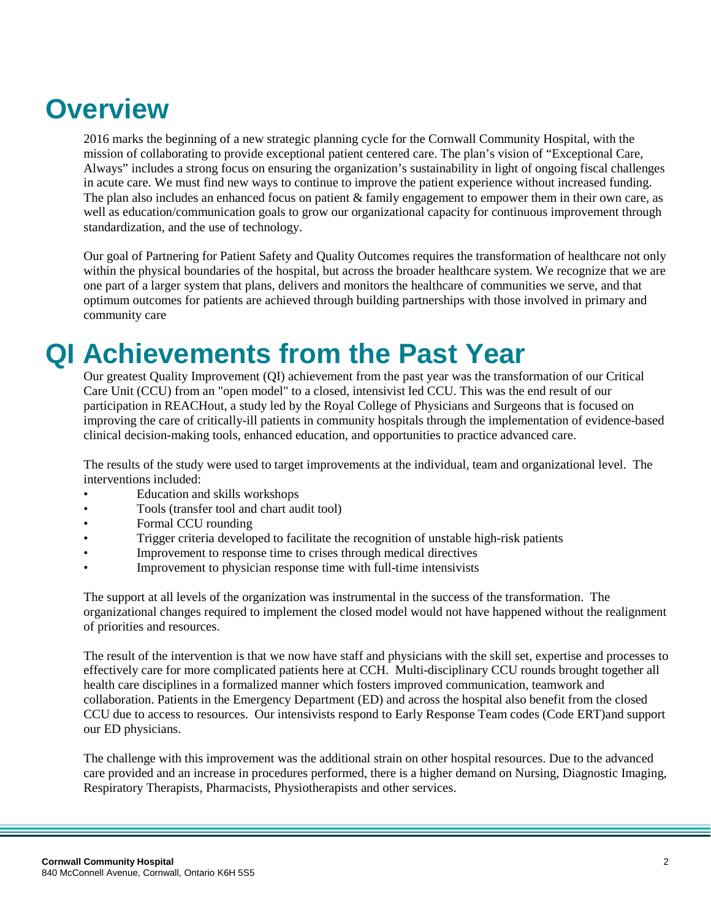# Overview

2016 marks the beginning of a new strategic planning cycle for the Cornwall Community Hospital, with the mission of collaborating to provide exceptional patient centered care. The plan's vision of "Exceptional Care, Always" includes a strong focus on ensuring the organization's sustainability in light of ongoing fiscal challenges in acute care. We must find new ways to continue to improve the patient experience without increased funding. The plan also includes an enhanced focus on patient & family engagement to empower them in their own care, as well as education/communication goals to grow our organizational capacity for continuous improvement through standardization, and the use of technology.

Our goal of Partnering for Patient Safety and Quality Outcomes requires the transformation of healthcare not only within the physical boundaries of the hospital, but across the broader healthcare system. We recognize that we are one part of a larger system that plans, delivers and monitors the healthcare of communities we serve, and that optimum outcomes for patients are achieved through building partnerships with those involved in primary and community care

# QI Achievements from the Past Year

Our greatest Quality Improvement (QI) achievement from the past year was the transformation of our Critical Care Unit (CCU) from an "open model" to a closed, intensivist led CCU. This was the end result of our participation in REACHout, a study led by the Royal College of Physicians and Surgeons that is focused on improving the care of critically-ill patients in community hospitals through the implementation of evidence-based clinical decision-making tools, enhanced education, and opportunities to practice advanced care.

The results of the study were used to target improvements at the individual, team and organizational level. The interventions included:

- Education and skills workshops
- Tools (transfer tool and chart audit tool)
- Formal CCU rounding
- Trigger criteria developed to facilitate the recognition of unstable high-risk patients
- Improvement to response time to crises through medical directives
- Improvement to physician response time with full-time intensivists

The support at all levels of the organization was instrumental in the success of the transformation. The organizational changes required to implement the closed model would not have happened without the realignment of priorities and resources.

The result of the intervention is that we now have staff and physicians with the skill set, expertise and processes to effectively care for more complicated patients here at CCH. Multi-disciplinary CCU rounds brought together all health care disciplines in a formalized manner which fosters improved communication, teamwork and collaboration. Patients in the Emergency Department (ED) and across the hospital also benefit from the closed CCU due to access to resources. Our intensivists respond to Early Response Team codes (Code ERT)and support our ED physicians.

The challenge with this improvement was the additional strain on other hospital resources. Due to the advanced care provided and an increase in procedures performed, there is a higher demand on Nursing, Diagnostic Imaging, Respiratory Therapists, Pharmacists, Physiotherapists and other services.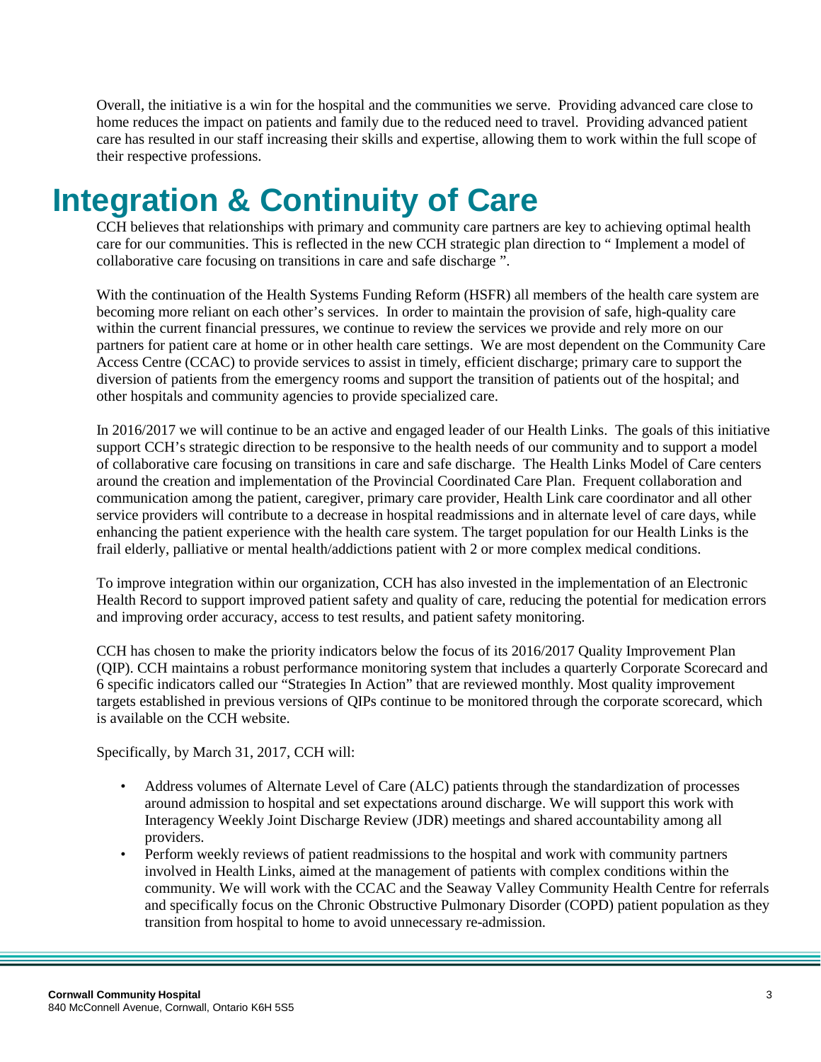Overall, the initiative is a win for the hospital and the communities we serve. Providing advanced care close to home reduces the impact on patients and family due to the reduced need to travel. Providing advanced patient care has resulted in our staff increasing their skills and expertise, allowing them to work within the full scope of their respective professions.

# Integration & Continuity of Care

CCH believes that relationships with primary and community care partners are key to achieving optimal health care for our communities. This is reflected in the new CCH strategic plan direction to " Implement a model of collaborative care focusing on transitions in care and safe discharge ".

With the continuation of the Health Systems Funding Reform (HSFR) all members of the health care system are becoming more reliant on each other's services. In order to maintain the provision of safe, high-quality care within the current financial pressures, we continue to review the services we provide and rely more on our partners for patient care at home or in other health care settings. We are most dependent on the Community Care Access Centre (CCAC) to provide services to assist in timely, efficient discharge; primary care to support the diversion of patients from the emergency rooms and support the transition of patients out of the hospital; and other hospitals and community agencies to provide specialized care.

In 2016/2017 we will continue to be an active and engaged leader of our Health Links. The goals of this initiative support CCH's strategic direction to be responsive to the health needs of our community and to support a model of collaborative care focusing on transitions in care and safe discharge. The Health Links Model of Care centers around the creation and implementation of the Provincial Coordinated Care Plan. Frequent collaboration and communication among the patient, caregiver, primary care provider, Health Link care coordinator and all other service providers will contribute to a decrease in hospital readmissions and in alternate level of care days, while enhancing the patient experience with the health care system. The target population for our Health Links is the frail elderly, palliative or mental health/addictions patient with 2 or more complex medical conditions.

To improve integration within our organization, CCH has also invested in the implementation of an Electronic Health Record to support improved patient safety and quality of care, reducing the potential for medication errors and improving order accuracy, access to test results, and patient safety monitoring.

CCH has chosen to make the priority indicators below the focus of its 2016/2017 Quality Improvement Plan (QIP). CCH maintains a robust performance monitoring system that includes a quarterly Corporate Scorecard and 6 specific indicators called our "Strategies In Action" that are reviewed monthly. Most quality improvement targets established in previous versions of QIPs continue to be monitored through the corporate scorecard, which is available on the CCH website.

Specifically, by March 31, 2017, CCH will:

- Address volumes of Alternate Level of Care (ALC) patients through the standardization of processes around admission to hospital and set expectations around discharge. We will support this work with Interagency Weekly Joint Discharge Review (JDR) meetings and shared accountability among all providers.
- Perform weekly reviews of patient readmissions to the hospital and work with community partners involved in Health Links, aimed at the management of patients with complex conditions within the community. We will work with the CCAC and the Seaway Valley Community Health Centre for referrals and specifically focus on the Chronic Obstructive Pulmonary Disorder (COPD) patient population as they transition from hospital to home to avoid unnecessary re-admission.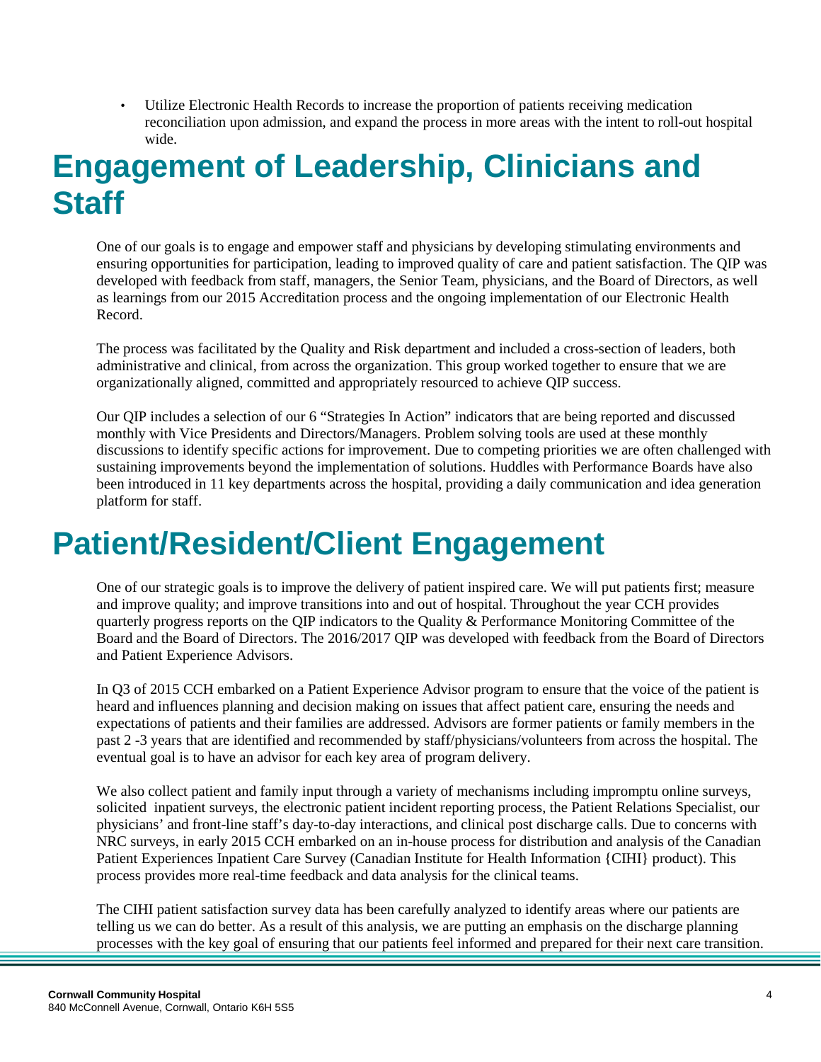- Utilize Electronic Health Records to increase the proportion of patients receiving medication reconciliation upon admission, and expand the process in more areas with the intent to roll-out hospital wide.

# Engagement of Leadership, Clinicians and Staff

One of our goals is to engage and empower staff and physicians by developing stimulating environments and ensuring opportunities for participation, leading to improved quality of care and patient satisfaction. The QIP was developed with feedback from staff, managers, the Senior Team, physicians, and the Board of Directors, as well as learnings from our 2015 Accreditation process and the ongoing implementation of our Electronic Health Record.

The process was facilitated by the Quality and Risk department and included a cross-section of leaders, both administrative and clinical, from across the organization. This group worked together to ensure that we are organizationally aligned, committed and appropriately resourced to achieve QIP success.

Our QIP includes a selection of our 6 "Strategies In Action" indicators that are being reported and discussed monthly with Vice Presidents and Directors/Managers. Problem solving tools are used at these monthly discussions to identify specific actions for improvement. Due to competing priorities we are often challenged with sustaining improvements beyond the implementation of solutions. Huddles with Performance Boards have also been introduced in 11 key departments across the hospital, providing a daily communication and idea generation platform for staff.

# Patient/Resident/Client Engagement

One of our strategic goals is to improve the delivery of patient inspired care. We will put patients first; measure and improve quality; and improve transitions into and out of hospital. Throughout the year CCH provides quarterly progress reports on the QIP indicators to the Quality & Performance Monitoring Committee of the Board and the Board of Directors. The 2016/2017 QIP was developed with feedback from the Board of Directors and Patient Experience Advisors.

In Q3 of 2015 CCH embarked on a Patient Experience Advisor program to ensure that the voice of the patient is heard and influences planning and decision making on issues that affect patient care, ensuring the needs and expectations of patients and their families are addressed. Advisors are former patients or family members in the past 2 -3 years that are identified and recommended by staff/physicians/volunteers from across the hospital. The eventual goal is to have an advisor for each key area of program delivery.

We also collect patient and family input through a variety of mechanisms including impromptu online surveys, solicited inpatient surveys, the electronic patient incident reporting process, the Patient Relations Specialist, our physicians' and front-line staff's day-to-day interactions, and clinical post discharge calls. Due to concerns with NRC surveys, in early 2015 CCH embarked on an in-house process for distribution and analysis of the Canadian Patient Experiences Inpatient Care Survey (Canadian Institute for Health Information {CIHI} product). This process provides more real-time feedback and data analysis for the clinical teams.

The CIHI patient satisfaction survey data has been carefully analyzed to identify areas where our patients are telling us we can do better. As a result of this analysis, we are putting an emphasis on the discharge planning processes with the key goal of ensuring that our patients feel informed and prepared for their next care transition.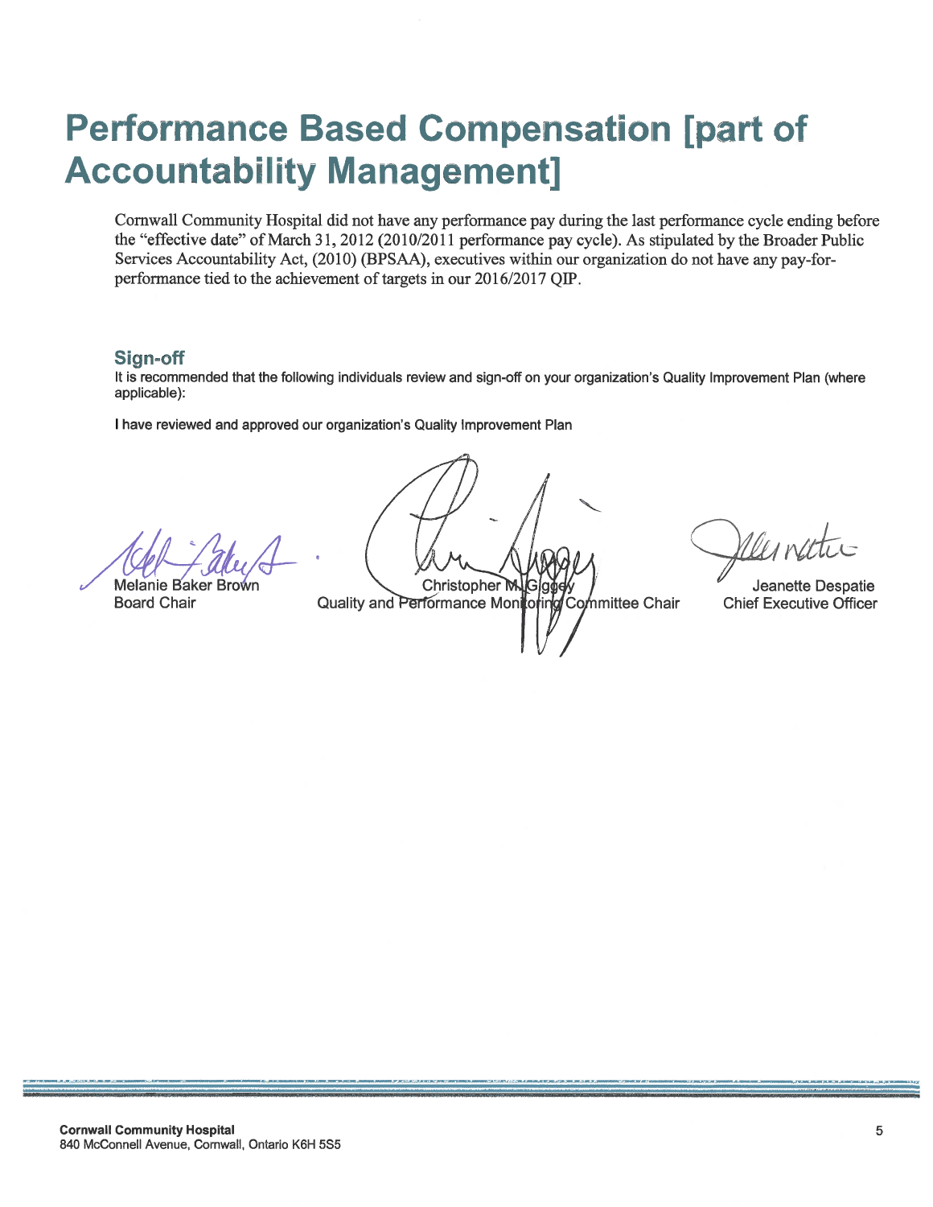# Performance Based Compensation [part of Accountability Management]

Cornwall Community Hospital did not have any performance pay during the last performance cycle ending before the "effective date" of March 31, 2012 (2010/2011 performance pay cycle). As stipulated by the Broader Public Services Accountability Act, (2010) (BPSAA), executives within our organization do not have any pay-for-performance tied to the achievement of targets in our 2016/2017 QIP.

## Sign-off

It is recommended that the following individuals review and sign-off on your organization's Quality Improvement Plan (where applicable):

**I have reviewed and approved our organization's Quality Improvement Plan**

Melanie Baker Brown
Board Chair

Christopher M. Giggey
Quality and Performance Monitoring Committee Chair

Jeanette Despatie
Chief Executive Officer

**Cornwall Community Hospital**
840 McConnell Avenue, Cornwall, Ontario K6H 5S5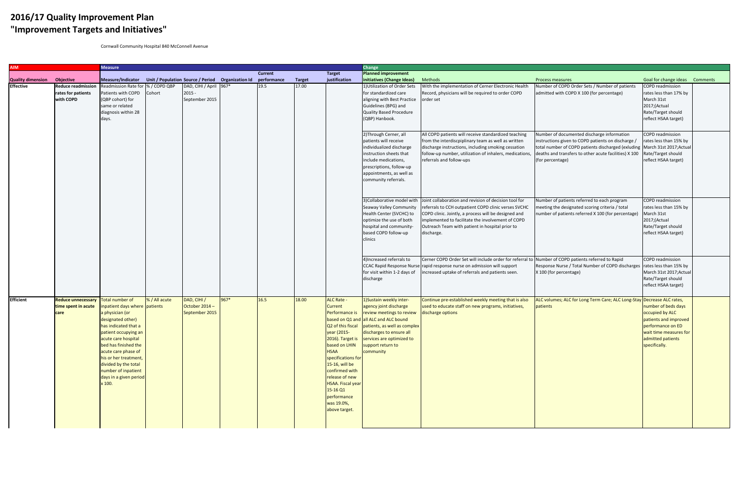# 2016/17 Quality Improvement Plan
# "Improvement Targets and Initiatives"

Cornwall Community Hospital 840 McConnell Avenue

| AIM | | Measure | | | | | | | Change | | | | |
|---|---|---|---|---|---|---|---|---|---|---|---|---|---|
| Quality dimension | Objective | Measure/Indicator | Unit / Population | Source / Period | Organization Id | Current performance | Target | Target justification | Planned improvement initiatives (Change Ideas) | Methods | Process measures | Goal for change ideas | Comments |
| Effective | Reduce readmission rates for patients with COPD | Readmission Rate for Patients with COPD (QBP cohort) for same or related diagnosis within 28 days. | % / COPD QBP Cohort | DAD, CIHI / April 2015 - September 2015 | 967* | 19.5 | 17.00 | | 1)Utilization of Order Sets for standardized care aligning with Best Practice Guidelines (BPG) and Quality Based Procedure (QBP) Hanbook. | With the implementation of Cerner Electronic Health Record, physicians will be required to order COPD order set | Number of COPD Order Sets / Number of patients admitted with COPD X 100 (for percentage) | COPD readmission rates less than 17% by March 31st 2017;(Actual Rate/Target should reflect HSAA target) | |
| | | | | | | | | | 2)Through Cerner, all patients will receive individualized discharge instruction sheets that include medications, prescriptions, follow-up appointments, as well as community referrals. | All COPD patients will receive standardized teaching from the interdiscpiplinary team as well as written discharge instructions, including smoking cessation follow-up number, utilization of inhalers, medications, referrals and follow-ups | Number of documented discharge information instructions given to COPD patients on discharge / total number of COPD patients discharged (exluding deaths and transfers to other acute facilities) X 100 (for percentage) | COPD readmission rates less than 15% by March 31st 2017;Actual Rate/Target should reflect HSAA target) | |
| | | | | | | | | | 3)Collaborative model with Seaway Valley Community Health Center (SVCHC) to optimize the use of both hospital and community-based COPD follow-up clinics | Joint collaboration and revision of decision tool for referrals to CCH outpatient COPD clinic verses SVCHC COPD clinic. Jointly, a process will be designed and implemented to facilitate the involvement of COPD Outreach Team with patient in hospital prior to discharge. | Number of patients referred to each program meeting the designated scoring criteria / total number of patients referred X 100 (for percentage) | COPD readmission rates less than 15% by March 31st 2017;(Actual Rate/Target should reflect HSAA target) | |
| | | | | | | | | | 4)Increased referrals to CCAC Rapid Response Nurse for visit within 1-2 days of discharge | Cerner COPD Order Set will include order for referral to rapid response nurse on admission will support increased uptake of referrals and patients seen. | Number of COPD patients referred to Rapid Response Nurse / Total Number of COPD discharges X 100 (for percentage) | COPD readmission rates less than 15% by March 31st 2017;Actual Rate/Target should reflect HSAA target) | |
| Efficient | Reduce unnecessary time spent in acute care | Total number of inpatient days where a physician (or designated other) has indicated that a patient occupying an acute care hospital bed has finished the acute care phase of his or her treatment, divided by the total number of inpatient days in a given period x 100. | % / All acute patients | DAD, CIHI / October 2014 – September 2015 | 967* | 16.5 | 18.00 | ALC Rate - Current Performance is based on Q1 and Q2 of this fiscal year (2015-2016). Target is based on LHIN HSAA specifications for 15-16, will be confirmed with release of new HSAA. Fiscal year 15-16 Q1 performance was 19.0%, above target. | 1)Sustain weekly inter-agency joint discharge review meetings to review all ALC and ALC bound patients, as well as complex discharges to ensure all services are optimized to support return to community | Continue pre-established weekly meeting that is also used to educate staff on new programs, initiatives, discharge options | ALC volumes; ALC for Long Term Care; ALC Long-Stay patients | Decrease ALC rates, number of beds days occupied by ALC patients and improved performance on ED wait time measures for admitted patients specifically. | |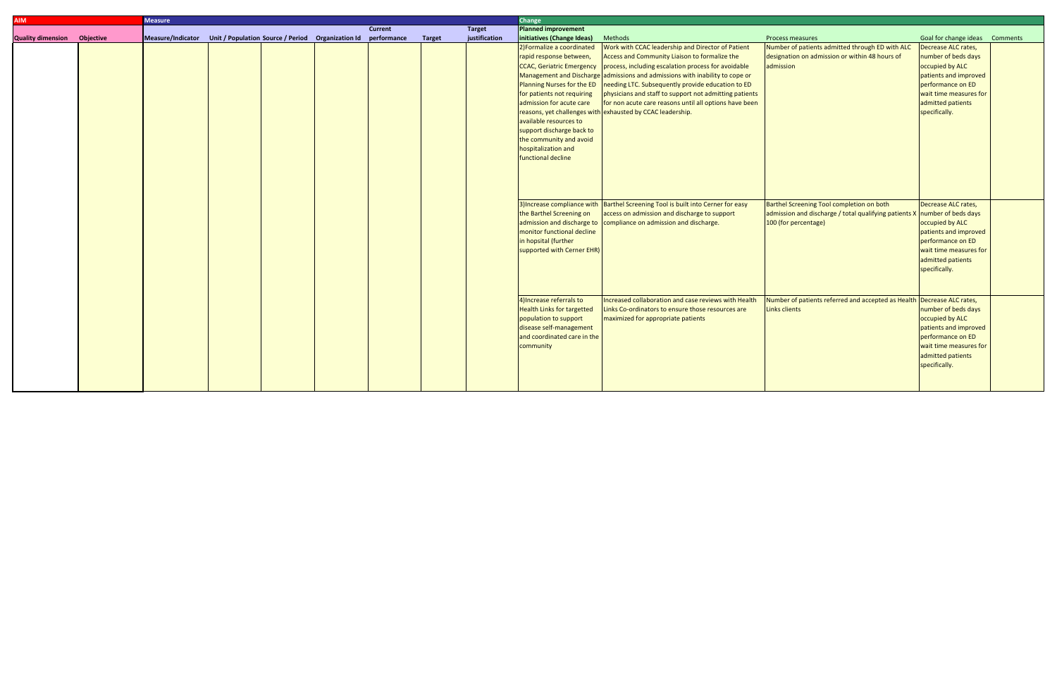| AIM | | Measure | | | | | | | | Change | | | | |
|---|---|---|---|---|---|---|---|---|---|---|---|---|---|---|
| Quality dimension | Objective | Measure/Indicator | Unit / Population | Source / Period | Organization Id | Current performance | Target | Target justification | Planned improvement initiatives (Change Ideas) | Methods | Process measures | Goal for change ideas | Comments |
| | | | | | | | | | 2)Formalize a coordinated rapid response between, CCAC, Geriatric Emergency Management and Discharge Planning Nurses for the ED for patients not requiring admission for acute care reasons, yet challenges with available resources to support discharge back to the community and avoid hospitalization and functional decline | Work with CCAC leadership and Director of Patient Access and Community Liaison to formalize the process, including escalation process for avoidable admissions and admissions with inability to cope or needing LTC. Subsequently provide education to ED physicians and staff to support not admitting patients for non acute care reasons until all options have been exhausted by CCAC leadership. | Number of patients admitted through ED with ALC designation on admission or within 48 hours of admission | Decrease ALC rates, number of beds days occupied by ALC patients and improved performance on ED wait time measures for admitted patients specifically. | |
| | | | | | | | | | 3)Increase compliance with the Barthel Screening on admission and discharge to monitor functional decline in hopsital (further supported with Cerner EHR) | Barthel Screening Tool is built into Cerner for easy access on admission and discharge to support compliance on admission and discharge. | Barthel Screening Tool completion on both admission and discharge / total qualifying patients X 100 (for percentage) | Decrease ALC rates, number of beds days occupied by ALC patients and improved performance on ED wait time measures for admitted patients specifically. | |
| | | | | | | | | | 4)Increase referrals to Health Links for targetted population to support disease self-management and coordinated care in the community | Increased collaboration and case reviews with Health Links Co-ordinators to ensure those resources are maximized for appropriate patients | Number of patients referred and accepted as Health Links clients | Decrease ALC rates, number of beds days occupied by ALC patients and improved performance on ED wait time measures for admitted patients specifically. | |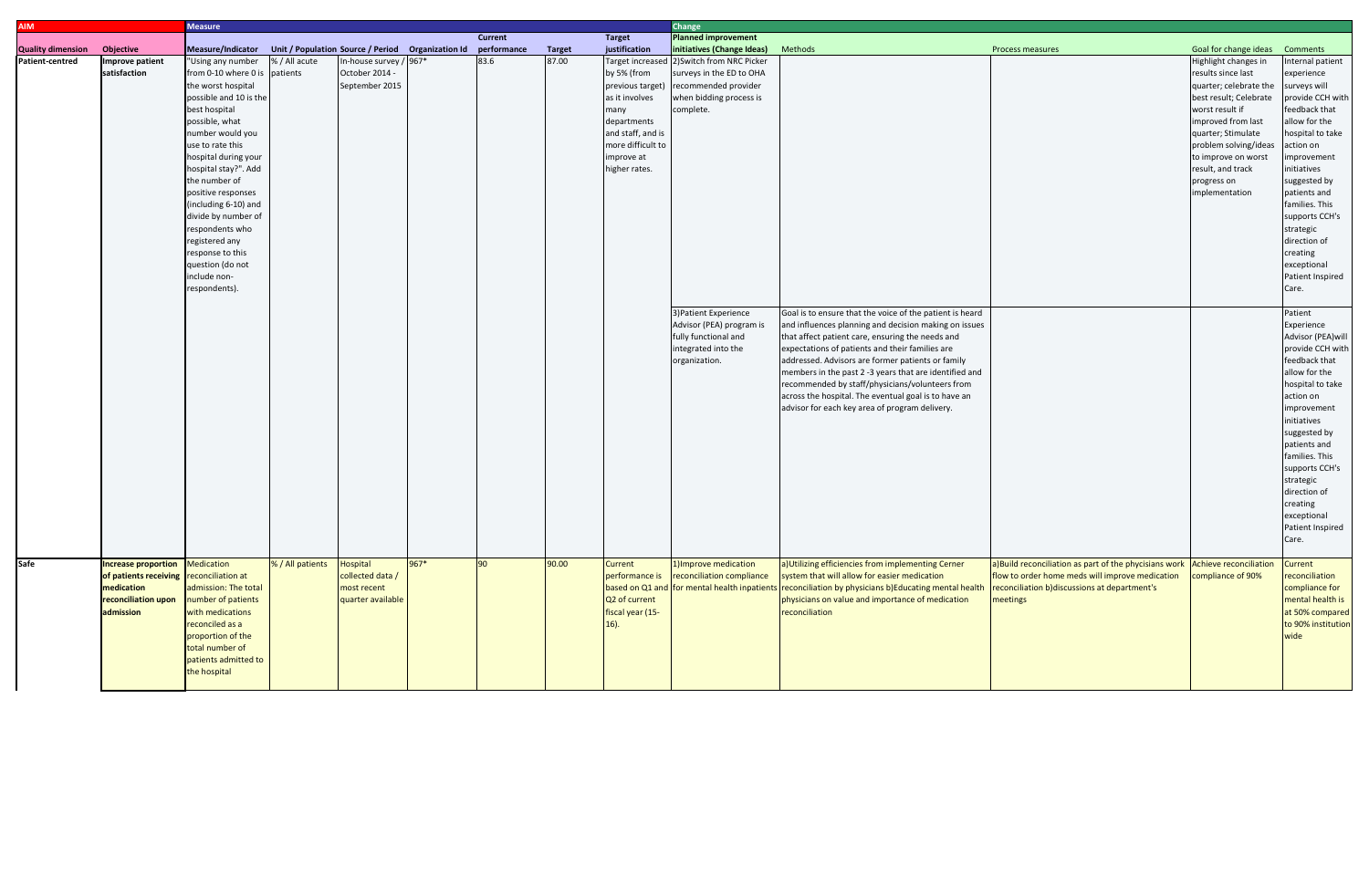| AIM | | Measure | | | | | | | Change | | | | |
|---|---|---|---|---|---|---|---|---|---|---|---|---|---|
| Quality dimension | Objective | Measure/Indicator | Unit / Population | Source / Period | Organization Id | Current performance | Target | Target justification | Planned improvement initiatives (Change Ideas) | Methods | Process measures | Goal for change ideas | Comments |
| Patient-centred | Improve patient satisfaction | "Using any number from 0-10 where 0 is the worst hospital possible and 10 is the best hospital possible, what number would you use to rate this hospital during your hospital stay?". Add the number of positive responses (including 6-10) and divide by number of respondents who registered any response to this question (do not include non-respondents). | % / All acute patients | In-house survey / October 2014 - September 2015 | 967* | 83.6 | 87.00 | Target increased by 5% (from previous target) as it involves many departments and staff, and is more difficult to improve at higher rates. | 2)Switch from NRC Picker surveys in the ED to OHA recommended provider when bidding process is complete. | | | Highlight changes in results since last quarter; celebrate the best result; Celebrate worst result if improved from last quarter; Stimulate problem solving/ideas to improve on worst result, and track progress on implementation | Internal patient experience surveys will provide CCH with feedback that allow for the hospital to take action on improvement initiatives suggested by patients and families. This supports CCH's strategic direction of creating exceptional Patient Inspired Care. |
| | | | | | | | | | 3)Patient Experience Advisor (PEA) program is fully functional and integrated into the organization. | Goal is to ensure that the voice of the patient is heard and influences planning and decision making on issues that affect patient care, ensuring the needs and expectations of patients and their families are addressed. Advisors are former patients or family members in the past 2 -3 years that are identified and recommended by staff/physicians/volunteers from across the hospital. The eventual goal is to have an advisor for each key area of program delivery. | | | Patient Experience Advisor (PEA)will provide CCH with feedback that allow for the hospital to take action on improvement initiatives suggested by patients and families. This supports CCH's strategic direction of creating exceptional Patient Inspired Care. |
| Safe | Increase proportion of patients receiving medication reconciliation upon admission | Medication reconciliation at admission: The total number of patients with medications reconciled as a proportion of the total number of patients admitted to the hospital | % / All patients | Hospital collected data / most recent quarter available | 967* | 90 | 90.00 | Current performance is based on Q1 and Q2 of current fiscal year (15-16). | 1)Improve medication reconciliation compliance for mental health inpatients | a)Utilizing efficiencies from implementing Cerner system that will allow for easier medication reconciliation by physicians b)Educating mental health physicians on value and importance of medication reconciliation | a)Build reconciliation as part of the phycisians work flow to order home meds will improve medication reconciliation b)discussions at department's meetings | Achieve reconciliation compliance of 90% | Current reconciliation compliance for mental health is at 50% compared to 90% institution wide |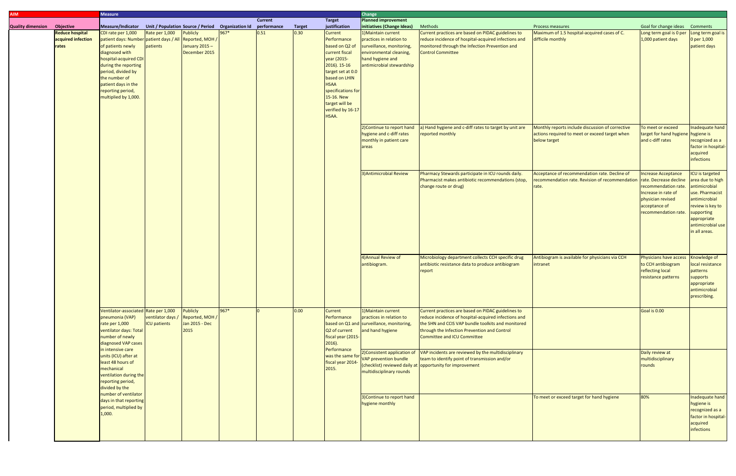| AIM | | Measure | | | | | | | Change | | | | |
|---|---|---|---|---|---|---|---|---|---|---|---|---|---|
| Quality dimension | Objective | Measure/Indicator | Unit / Population | Source / Period | Organization Id | Current performance | Target | Target justification | Planned improvement initiatives (Change Ideas) | Methods | Process measures | Goal for change ideas | Comments |
| | Reduce hospital acquired infection rates | CDI rate per 1,000 patient days: Number of patients newly diagnosed with hospital-acquired CDI during the reporting period, divided by the number of patient days in the reporting period, multiplied by 1,000. | Rate per 1,000 patient days / All patients | Publicly Reported, MOH / January 2015 – December 2015 | 967* | 0.51 | 0.30 | Current Performance based on Q2 of current fiscal year (2015-2016). 15-16 target set at 0.0 based on LHIN HSAA specifications for 15-16. New target will be verified by 16-17 HSAA. | 1)Maintain current practices in relation to surveillance, monitoring, environmental cleaning, hand hygiene and antimicrobial stewardship | Current practices are based on PIDAC guidelines to reduce incidence of hospital-acquired infections and monitored through the Infection Prevention and Control Committee | Maximum of 1.5 hospital-acquired cases of C. difficile monthly | Long term goal is 0 per 1,000 patient days | Long term goal is 0 per 1,000 patient days |
| | | | | | | | | | 2)Continue to report hand hygiene and c-diff rates monthly in patient care areas | a) Hand hygiene and c-diff rates to target by unit are reported monthly | Monthly reports include discussion of corrective actions required to meet or exceed target when below target | To meet or exceed target for hand hygiene and c-diff rates | Inadequate hand hygiene is recognized as a factor in hospital-acquired infections |
| | | | | | | | | | 3)Antimicrobial Review | Pharmacy Stewards participate in ICU rounds daily. Pharmacist makes antibiotic recommendations (stop, change route or drug) | Acceptance of recommendation rate. Decline of recommendation rate. Revision of recommendation rate. | Increase Acceptance rate. Decrease decline recommendation rate. Increase in rate of physician revised acceptance of recommendation rate. | ICU is targeted area due to high antimicrobial use. Pharmacist antimicrobial review is key to supporting appropriate antimicrobial use in all areas. |
| | | | | | | | | | 4)Annual Review of antibiogram. | Microbiology department collects CCH specific drug antibiotic resistance data to produce antibiogram report | Antibiogram is available for physicians via CCH intranet | Physicians have access to CCH antibiogram reflecting local resistance patterns | Knowledge of local resistance patterns supports appropriate antimicrobial prescribing. |
| | | Ventilator-associated pneumonia (VAP) rate per 1,000 ventilator days: Total number of newly diagnosed VAP cases in intensive care units (ICU) after at least 48 hours of mechanical ventilation during the reporting period, divided by the number of ventilator days in that reporting period, multiplied by 1,000. | Rate per 1,000 ventilator days / ICU patients | Publicly Reported, MOH / Jan 2015 - Dec 2015 | 967* | 0 | 0.00 | Current Performance based on Q1 and Q2 of current fiscal year (2015-2016). Performance was the same for fiscal year 2014-2015. | 1)Maintain current practices in relation to surveillance, monitoring, and hand hygiene | Current practices are based on PIDAC guidelines to reduce incidence of hospital-acquired infections and the SHN and CCIS VAP bundle toolkits and monitored through the Infection Prevention and Control Committee and ICU Committee | | Goal is 0.00 | |
| | | | | | | | | | 2)Consistent application of VAP prevention bundle (checklist) reviewed daily at multidisciplinary rounds | VAP incidents are reviewed by the multidisciplinary team to identify point of transmission and/or opportunity for improvement | | Daily review at multidisciplinary rounds | |
| | | | | | | | | | 3)Continue to report hand hygiene monthly | | To meet or exceed target for hand hygiene | 80% | Inadequate hand hygiene is recognized as a factor in hospital-acquired infections |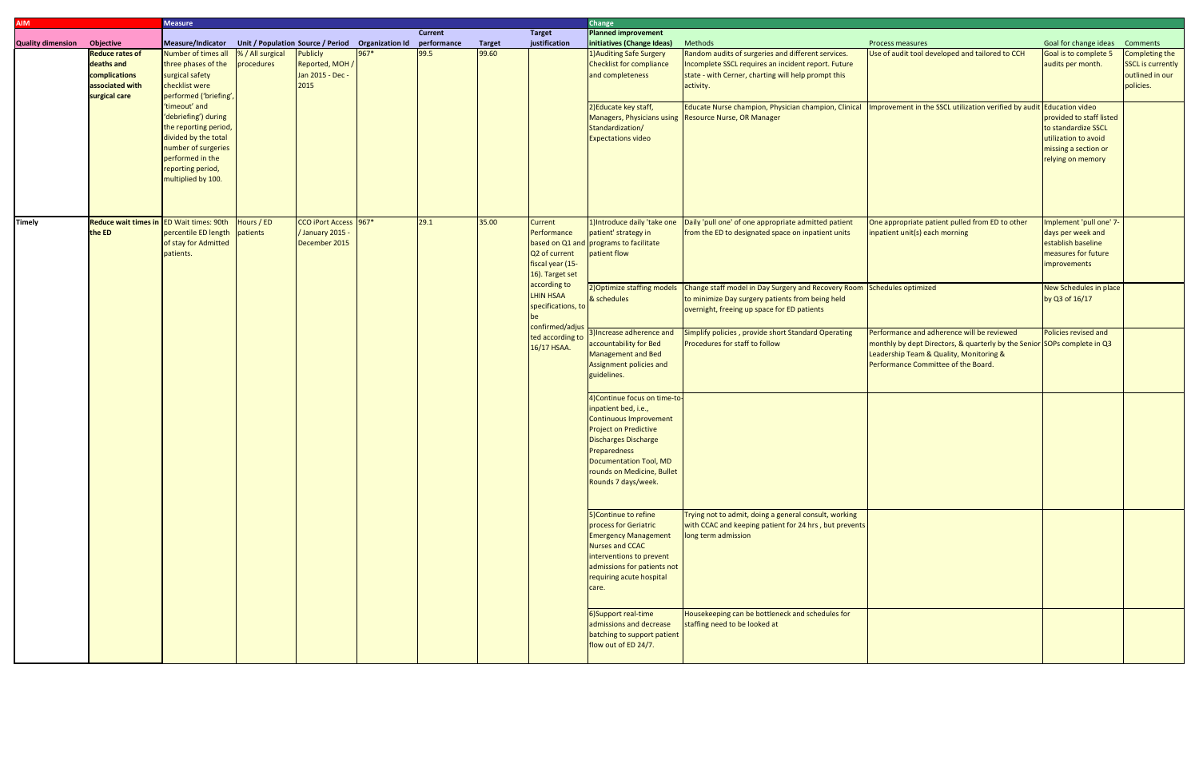| AIM | | Measure | | | | | | | Change | | | | |
|---|---|---|---|---|---|---|---|---|---|---|---|---|---|
| Quality dimension | Objective | Measure/Indicator | Unit / Population | Source / Period | Organization Id | Current performance | Target | Target justification | Planned improvement initiatives (Change Ideas) | Methods | Process measures | Goal for change ideas | Comments |
| | Reduce rates of deaths and complications associated with surgical care | Number of times all three phases of the surgical safety checklist were performed ('briefing', 'timeout' and 'debriefing') during the reporting period, divided by the total number of surgeries performed in the reporting period, multiplied by 100. | % / All surgical procedures | Publicly Reported, MOH / Jan 2015 - Dec - 2015 | 967* | 99.5 | 99.60 | | 1)Auditing Safe Surgery Checklist for compliance and completeness | Random audits of surgeries and different services. Incomplete SSCL requires an incident report. Future state - with Cerner, charting will help prompt this activity. | Use of audit tool developed and tailored to CCH | Goal is to complete 5 audits per month. | Completing the SSCL is currently outlined in our policies. |
| | | | | | | | | | 2)Educate key staff, Managers, Physicians using Standardization/ Expectations video | Educate Nurse champion, Physician champion, Clinical Resource Nurse, OR Manager | Improvement in the SSCL utilization verified by audit | Education video provided to staff listed to standardize SSCL utilization to avoid missing a section or relying on memory | |
| Timely | Reduce wait times in the ED | ED Wait times: 90th percentile ED length of stay for Admitted patients. | Hours / ED patients | CCO iPort Access / January 2015 - December 2015 | 967* | 29.1 | 35.00 | Current Performance based on Q1 and Q2 of current fiscal year (15-16). Target set according to LHIN HSAA specifications, to be confirmed/adjusted according to 16/17 HSAA. | 1)Introduce daily 'take one patient' strategy in programs to facilitate patient flow | Daily 'pull one' of one appropriate admitted patient from the ED to designated space on inpatient units | One appropriate patient pulled from ED to other inpatient unit(s) each morning | Implement 'pull one' 7-days per week and establish baseline measures for future improvements | |
| | | | | | | | | | 2)Optimize staffing models & schedules | Change staff model in Day Surgery and Recovery Room to minimize Day surgery patients from being held overnight, freeing up space for ED patients | Schedules optimized | New Schedules in place by Q3 of 16/17 | |
| | | | | | | | | | 3)Increase adherence and accountability for Bed Management and Bed Assignment policies and guidelines. | Simplify policies , provide short Standard Operating Procedures for staff to follow | Performance and adherence will be reviewed monthly by dept Directors, & quarterly by the Senior Leadership Team & Quality, Monitoring & Performance Committee of the Board. | Policies revised and SOPs complete in Q3 | |
| | | | | | | | | | 4)Continue focus on time-to-inpatient bed, i.e., Continuous Improvement Project on Predictive Discharges Discharge Preparedness Documentation Tool, MD rounds on Medicine, Bullet Rounds 7 days/week. | | | | |
| | | | | | | | | | 5)Continue to refine process for Geriatric Emergency Management Nurses and CCAC interventions to prevent admissions for patients not requiring acute hospital care. | Trying not to admit, doing a general consult, working with CCAC and keeping patient for 24 hrs , but prevents long term admission | | | |
| | | | | | | | | | 6)Support real-time admissions and decrease batching to support patient flow out of ED 24/7. | Housekeeping can be bottleneck and schedules for staffing need to be looked at | | | |